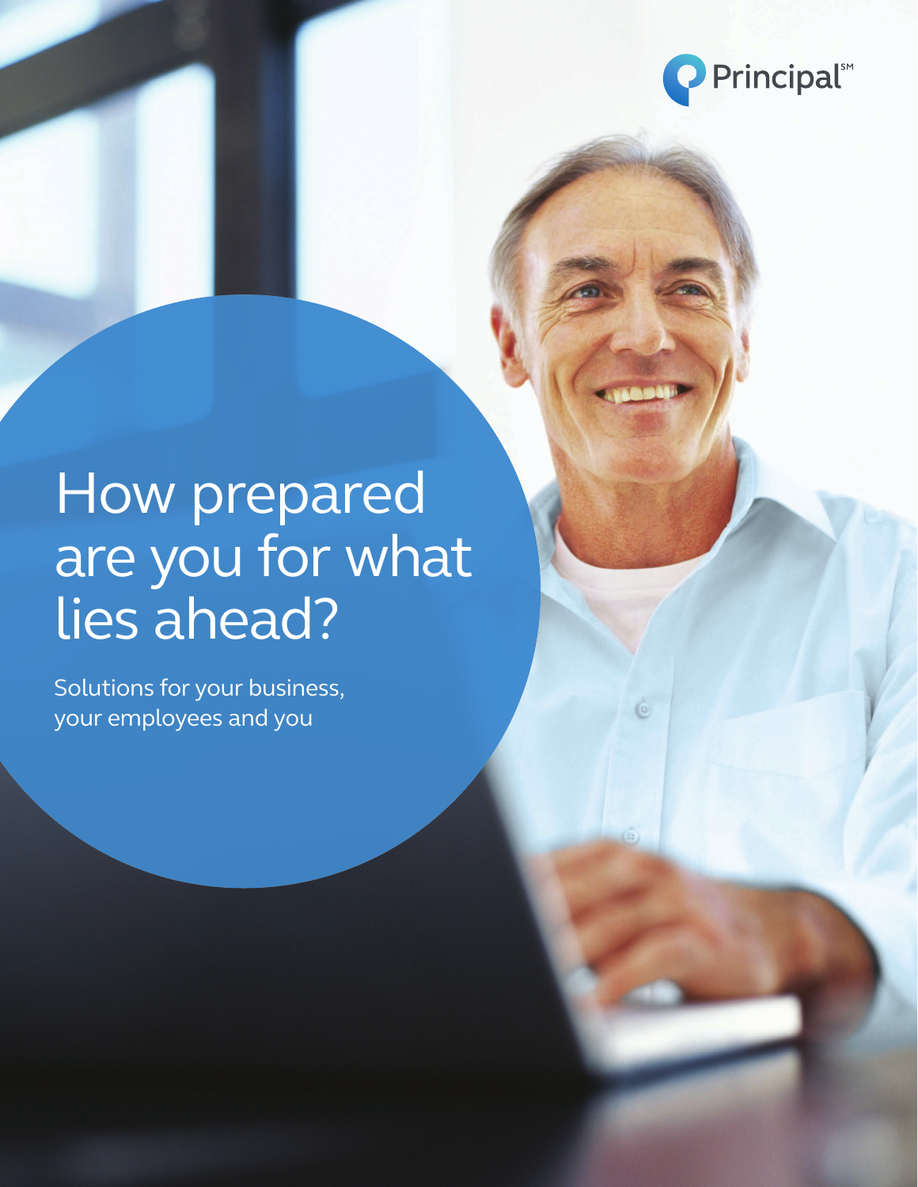Principal℠

# How prepared are you for what lies ahead?

Solutions for your business, your employees and you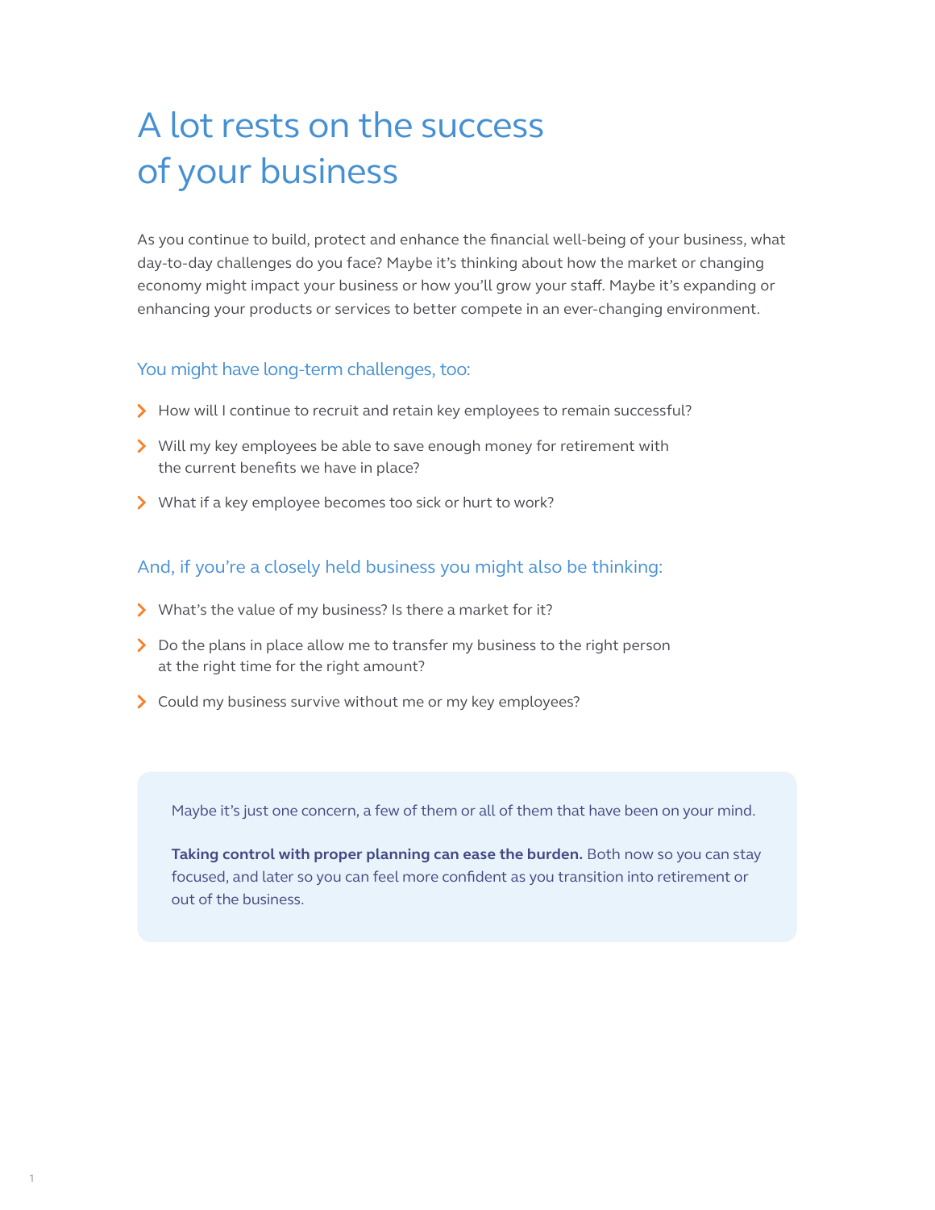# A lot rests on the success of your business

As you continue to build, protect and enhance the financial well-being of your business, what day-to-day challenges do you face? Maybe it's thinking about how the market or changing economy might impact your business or how you'll grow your staff. Maybe it's expanding or enhancing your products or services to better compete in an ever-changing environment.

## You might have long-term challenges, too:

- How will I continue to recruit and retain key employees to remain successful?
- Will my key employees be able to save enough money for retirement with the current benefits we have in place?
- What if a key employee becomes too sick or hurt to work?

## And, if you're a closely held business you might also be thinking:

- What's the value of my business? Is there a market for it?
- Do the plans in place allow me to transfer my business to the right person at the right time for the right amount?
- Could my business survive without me or my key employees?

Maybe it's just one concern, a few of them or all of them that have been on your mind.

**Taking control with proper planning can ease the burden.** Both now so you can stay focused, and later so you can feel more confident as you transition into retirement or out of the business.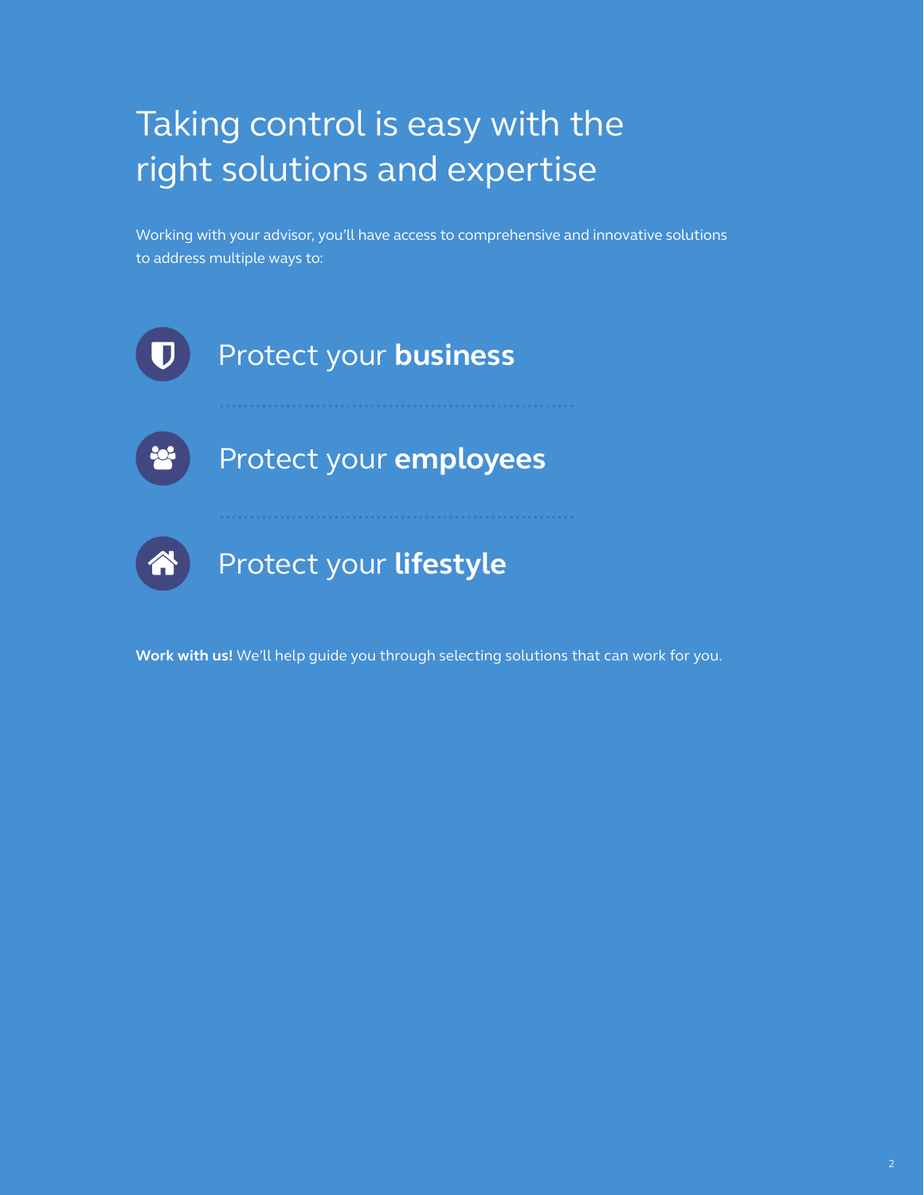# Taking control is easy with the right solutions and expertise

Working with your advisor, you'll have access to comprehensive and innovative solutions to address multiple ways to:

- Protect your **business**
- Protect your **employees**
- Protect your **lifestyle**

**Work with us!** We'll help guide you through selecting solutions that can work for you.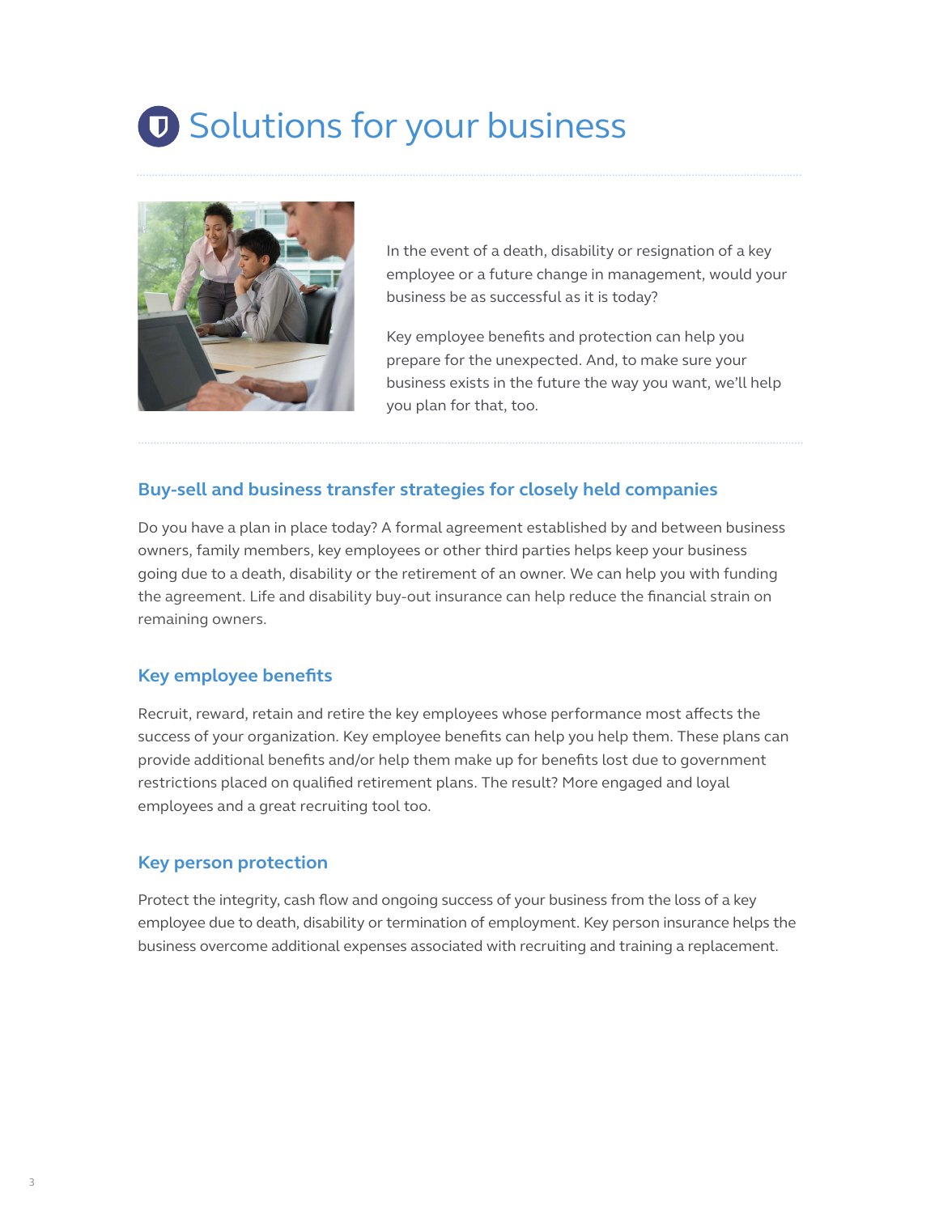# Solutions for your business

In the event of a death, disability or resignation of a key employee or a future change in management, would your business be as successful as it is today?

Key employee benefits and protection can help you prepare for the unexpected. And, to make sure your business exists in the future the way you want, we'll help you plan for that, too.

## Buy-sell and business transfer strategies for closely held companies

Do you have a plan in place today? A formal agreement established by and between business owners, family members, key employees or other third parties helps keep your business going due to a death, disability or the retirement of an owner. We can help you with funding the agreement. Life and disability buy-out insurance can help reduce the financial strain on remaining owners.

## Key employee benefits

Recruit, reward, retain and retire the key employees whose performance most affects the success of your organization. Key employee benefits can help you help them. These plans can provide additional benefits and/or help them make up for benefits lost due to government restrictions placed on qualified retirement plans. The result? More engaged and loyal employees and a great recruiting tool too.

## Key person protection

Protect the integrity, cash flow and ongoing success of your business from the loss of a key employee due to death, disability or termination of employment. Key person insurance helps the business overcome additional expenses associated with recruiting and training a replacement.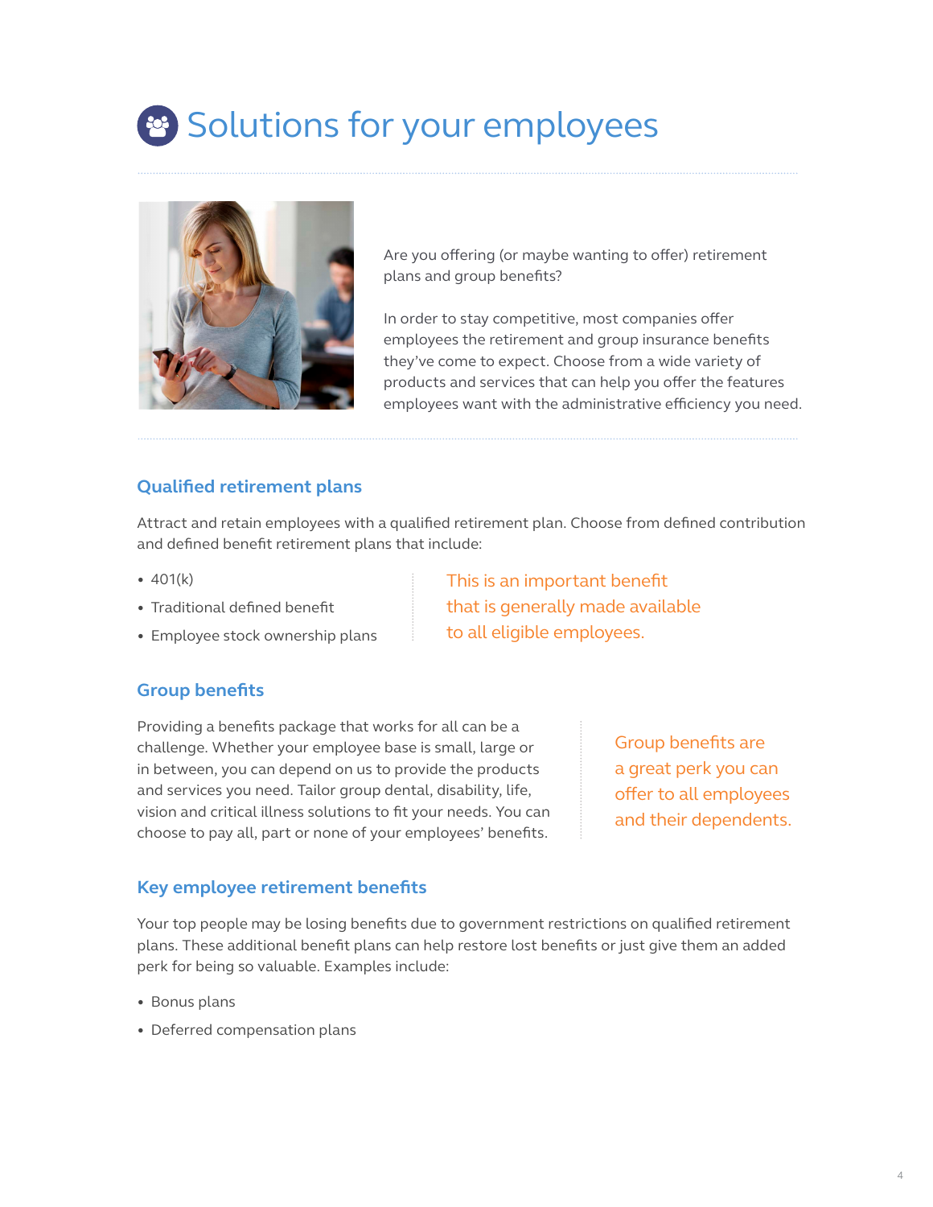# Solutions for your employees

Are you offering (or maybe wanting to offer) retirement plans and group benefits?

In order to stay competitive, most companies offer employees the retirement and group insurance benefits they've come to expect. Choose from a wide variety of products and services that can help you offer the features employees want with the administrative efficiency you need.

## Qualified retirement plans

Attract and retain employees with a qualified retirement plan. Choose from defined contribution and defined benefit retirement plans that include:

- 401(k)
- Traditional defined benefit
- Employee stock ownership plans

This is an important benefit that is generally made available to all eligible employees.

## Group benefits

Providing a benefits package that works for all can be a challenge. Whether your employee base is small, large or in between, you can depend on us to provide the products and services you need. Tailor group dental, disability, life, vision and critical illness solutions to fit your needs. You can choose to pay all, part or none of your employees' benefits.

Group benefits are a great perk you can offer to all employees and their dependents.

## Key employee retirement benefits

Your top people may be losing benefits due to government restrictions on qualified retirement plans. These additional benefit plans can help restore lost benefits or just give them an added perk for being so valuable. Examples include:

- Bonus plans
- Deferred compensation plans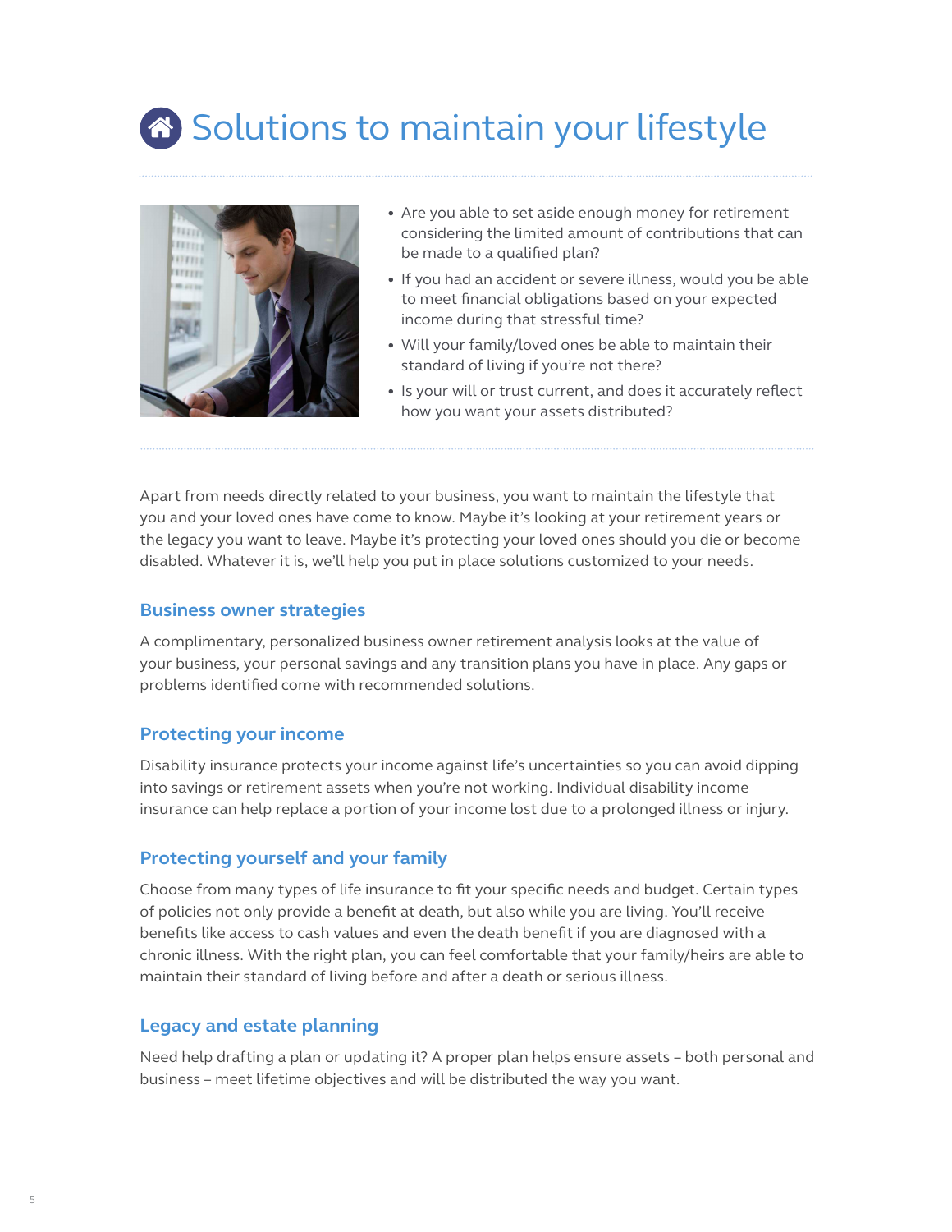# Solutions to maintain your lifestyle

- Are you able to set aside enough money for retirement considering the limited amount of contributions that can be made to a qualified plan?
- If you had an accident or severe illness, would you be able to meet financial obligations based on your expected income during that stressful time?
- Will your family/loved ones be able to maintain their standard of living if you're not there?
- Is your will or trust current, and does it accurately reflect how you want your assets distributed?

Apart from needs directly related to your business, you want to maintain the lifestyle that you and your loved ones have come to know. Maybe it's looking at your retirement years or the legacy you want to leave. Maybe it's protecting your loved ones should you die or become disabled. Whatever it is, we'll help you put in place solutions customized to your needs.

## Business owner strategies

A complimentary, personalized business owner retirement analysis looks at the value of your business, your personal savings and any transition plans you have in place. Any gaps or problems identified come with recommended solutions.

## Protecting your income

Disability insurance protects your income against life's uncertainties so you can avoid dipping into savings or retirement assets when you're not working. Individual disability income insurance can help replace a portion of your income lost due to a prolonged illness or injury.

## Protecting yourself and your family

Choose from many types of life insurance to fit your specific needs and budget. Certain types of policies not only provide a benefit at death, but also while you are living. You'll receive benefits like access to cash values and even the death benefit if you are diagnosed with a chronic illness. With the right plan, you can feel comfortable that your family/heirs are able to maintain their standard of living before and after a death or serious illness.

## Legacy and estate planning

Need help drafting a plan or updating it? A proper plan helps ensure assets – both personal and business – meet lifetime objectives and will be distributed the way you want.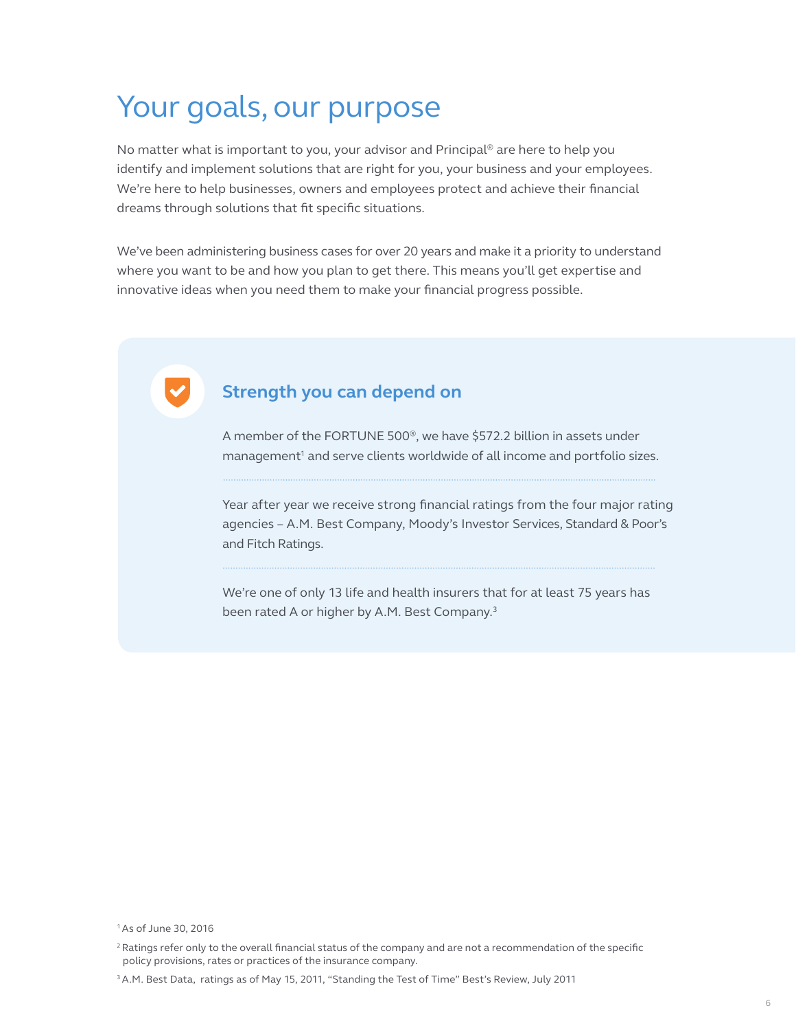# Your goals, our purpose

No matter what is important to you, your advisor and Principal® are here to help you identify and implement solutions that are right for you, your business and your employees. We're here to help businesses, owners and employees protect and achieve their financial dreams through solutions that fit specific situations.

We've been administering business cases for over 20 years and make it a priority to understand where you want to be and how you plan to get there. This means you'll get expertise and innovative ideas when you need them to make your financial progress possible.

## Strength you can depend on

A member of the FORTUNE 500®, we have $572.2 billion in assets under management[1] and serve clients worldwide of all income and portfolio sizes.

Year after year we receive strong financial ratings from the four major rating agencies – A.M. Best Company, Moody's Investor Services, Standard & Poor's and Fitch Ratings.

We're one of only 13 life and health insurers that for at least 75 years has been rated A or higher by A.M. Best Company.[3]

[1] As of June 30, 2016

[2] Ratings refer only to the overall financial status of the company and are not a recommendation of the specific policy provisions, rates or practices of the insurance company.

[3] A.M. Best Data, ratings as of May 15, 2011, "Standing the Test of Time" Best's Review, July 2011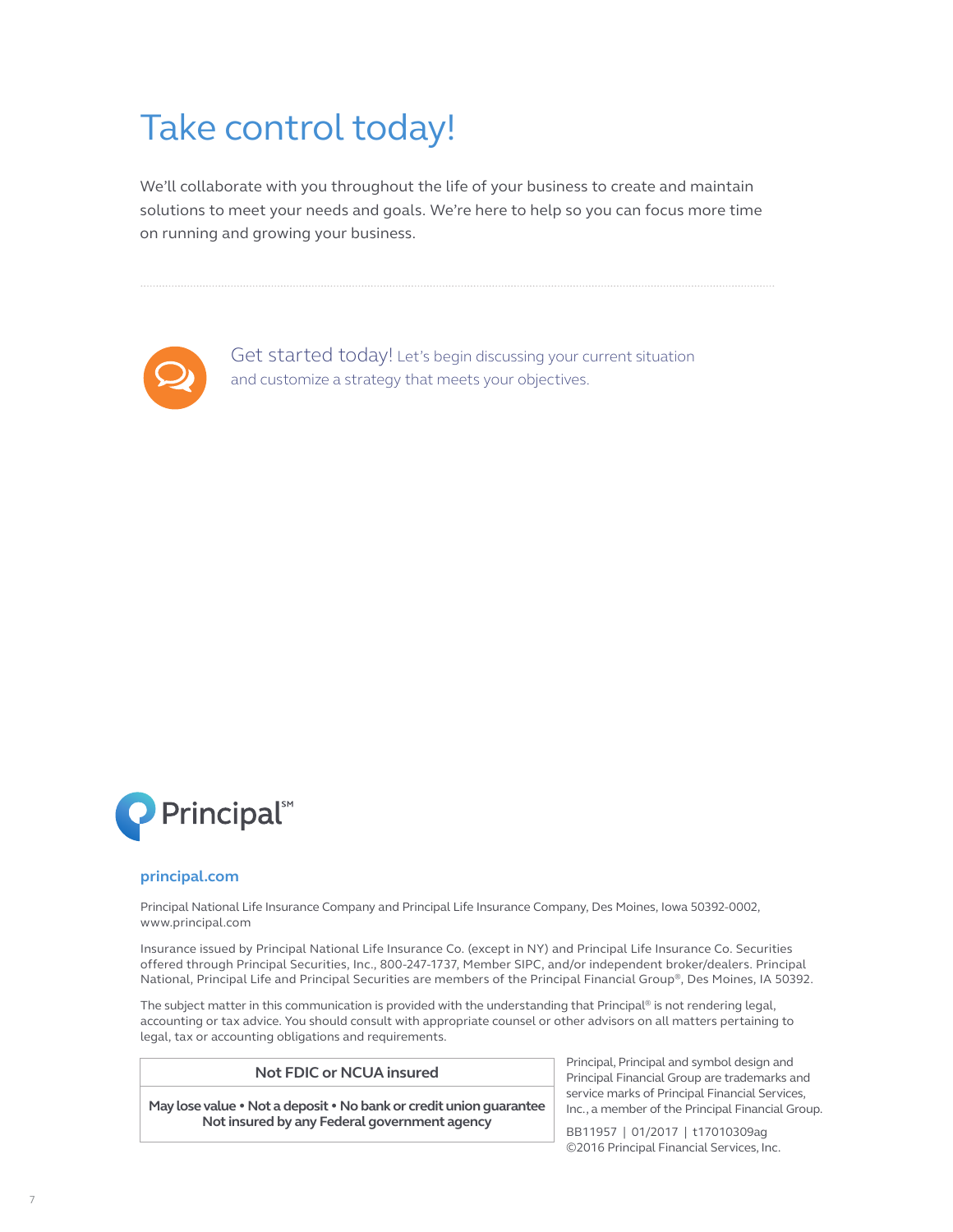# Take control today!

We'll collaborate with you throughout the life of your business to create and maintain solutions to meet your needs and goals. We're here to help so you can focus more time on running and growing your business.

Get started today! Let's begin discussing your current situation and customize a strategy that meets your objectives.

Principal℠

**principal.com**

Principal National Life Insurance Company and Principal Life Insurance Company, Des Moines, Iowa 50392-0002, www.principal.com

Insurance issued by Principal National Life Insurance Co. (except in NY) and Principal Life Insurance Co. Securities offered through Principal Securities, Inc., 800-247-1737, Member SIPC, and/or independent broker/dealers. Principal National, Principal Life and Principal Securities are members of the Principal Financial Group®, Des Moines, IA 50392.

The subject matter in this communication is provided with the understanding that Principal® is not rendering legal, accounting or tax advice. You should consult with appropriate counsel or other advisors on all matters pertaining to legal, tax or accounting obligations and requirements.

**Not FDIC or NCUA insured**

**May lose value • Not a deposit • No bank or credit union guarantee**
**Not insured by any Federal government agency**

Principal, Principal and symbol design and Principal Financial Group are trademarks and service marks of Principal Financial Services, Inc., a member of the Principal Financial Group.

BB11957 | 01/2017 | t17010309ag
©2016 Principal Financial Services, Inc.